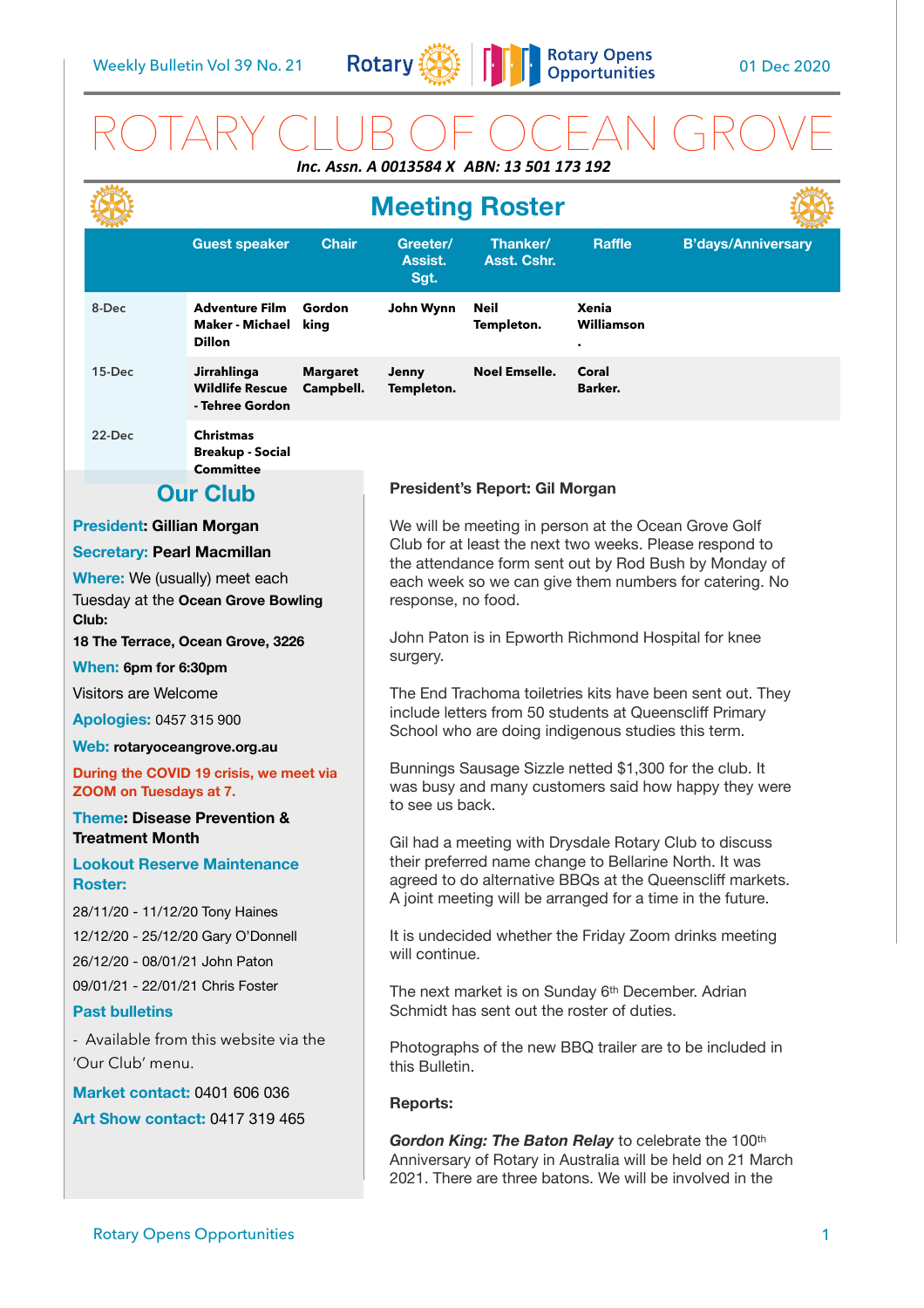Weekly Bulletin Vol 39 No. 21 — Rotary — Rotary Opens Opportunities — 01 Dec 2020

# ROTARY CLUB OF OCEAN GROVE

***Inc. Assn. A 0013584 X ABN: 13 501 173 192***

## Meeting Roster

| | Guest speaker | Chair | Greeter/ Assist. Sgt. | Thanker/ Asst. Cshr. | Raffle | B'days/Anniversary |
|---|---|---|---|---|---|---|
| 8-Dec | **Adventure Film Maker - Michael Dillon** | **Gordon king** | **John Wynn** | **Neil Templeton.** | **Xenia Williamson .** | |
| 15-Dec | **Jirrahlinga Wildlife Rescue - Tehree Gordon** | **Margaret Campbell.** | **Jenny Templeton.** | **Noel Emselle.** | **Coral Barker.** | |
| 22-Dec | **Christmas Breakup - Social Committee** | | | | | |

## Our Club

**President: Gillian Morgan**

**Secretary: Pearl Macmillan**

**Where:** We (usually) meet each Tuesday at the **Ocean Grove Bowling Club:**

**18 The Terrace, Ocean Grove, 3226**

**When: 6pm for 6:30pm**

Visitors are Welcome

**Apologies:** 0457 315 900

**Web: rotaryoceangrove.org.au**

**During the COVID 19 crisis, we meet via ZOOM on Tuesdays at 7.**

**Theme: Disease Prevention & Treatment Month**

**Lookout Reserve Maintenance Roster:**

28/11/20 - 11/12/20 Tony Haines

12/12/20 - 25/12/20 Gary O'Donnell

26/12/20 - 08/01/21 John Paton

09/01/21 - 22/01/21 Chris Foster

**Past bulletins**

- Available from this website via the 'Our Club' menu.

**Market contact:** 0401 606 036

**Art Show contact:** 0417 319 465

**President's Report: Gil Morgan**

We will be meeting in person at the Ocean Grove Golf Club for at least the next two weeks. Please respond to the attendance form sent out by Rod Bush by Monday of each week so we can give them numbers for catering. No response, no food.

John Paton is in Epworth Richmond Hospital for knee surgery.

The End Trachoma toiletries kits have been sent out. They include letters from 50 students at Queenscliff Primary School who are doing indigenous studies this term.

Bunnings Sausage Sizzle netted $1,300 for the club. It was busy and many customers said how happy they were to see us back.

Gil had a meeting with Drysdale Rotary Club to discuss their preferred name change to Bellarine North. It was agreed to do alternative BBQs at the Queenscliff markets. A joint meeting will be arranged for a time in the future.

It is undecided whether the Friday Zoom drinks meeting will continue.

The next market is on Sunday 6th December. Adrian Schmidt has sent out the roster of duties.

Photographs of the new BBQ trailer are to be included in this Bulletin.

**Reports:**

***Gordon King: The Baton Relay*** to celebrate the 100th Anniversary of Rotary in Australia will be held on 21 March 2021. There are three batons. We will be involved in the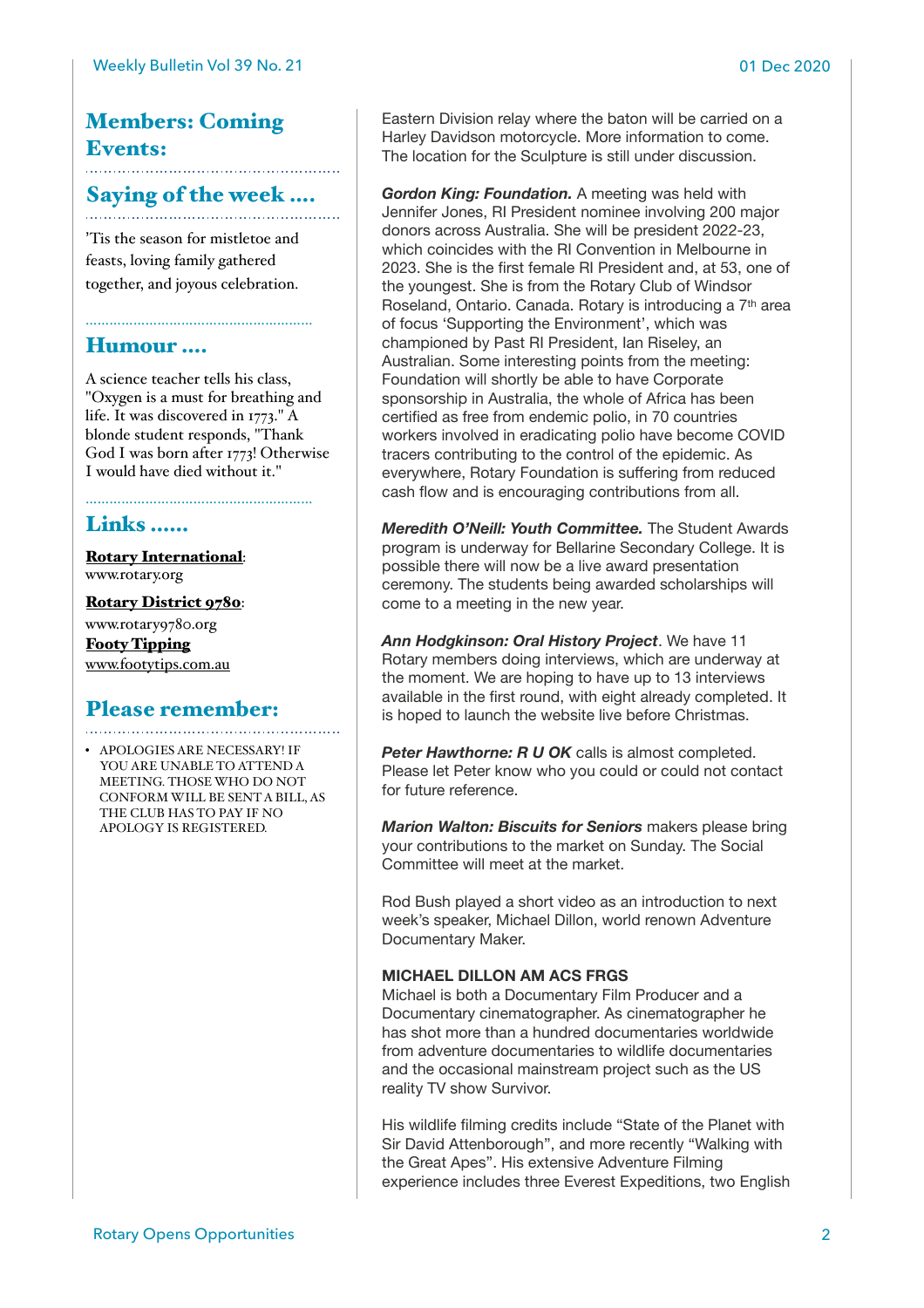## Members: Coming Events:

## Saying of the week ....

'Tis the season for mistletoe and feasts, loving family gathered together, and joyous celebration.

## Humour ....

A science teacher tells his class, "Oxygen is a must for breathing and life. It was discovered in 1773." A blonde student responds, "Thank God I was born after 1773! Otherwise I would have died without it."

## Links ......

**Rotary International**: www.rotary.org

**Rotary District 9780**: www.rotary9780.org

**Footy Tipping** www.footytips.com.au

## Please remember:

- APOLOGIES ARE NECESSARY! IF YOU ARE UNABLE TO ATTEND A MEETING. THOSE WHO DO NOT CONFORM WILL BE SENT A BILL, AS THE CLUB HAS TO PAY IF NO APOLOGY IS REGISTERED.

Eastern Division relay where the baton will be carried on a Harley Davidson motorcycle. More information to come. The location for the Sculpture is still under discussion.

***Gordon King: Foundation.*** A meeting was held with Jennifer Jones, RI President nominee involving 200 major donors across Australia. She will be president 2022-23, which coincides with the RI Convention in Melbourne in 2023. She is the first female RI President and, at 53, one of the youngest. She is from the Rotary Club of Windsor Roseland, Ontario. Canada. Rotary is introducing a 7th area of focus 'Supporting the Environment', which was championed by Past RI President, Ian Riseley, an Australian. Some interesting points from the meeting: Foundation will shortly be able to have Corporate sponsorship in Australia, the whole of Africa has been certified as free from endemic polio, in 70 countries workers involved in eradicating polio have become COVID tracers contributing to the control of the epidemic. As everywhere, Rotary Foundation is suffering from reduced cash flow and is encouraging contributions from all.

***Meredith O'Neill: Youth Committee.*** The Student Awards program is underway for Bellarine Secondary College. It is possible there will now be a live award presentation ceremony. The students being awarded scholarships will come to a meeting in the new year.

***Ann Hodgkinson: Oral History Project***. We have 11 Rotary members doing interviews, which are underway at the moment. We are hoping to have up to 13 interviews available in the first round, with eight already completed. It is hoped to launch the website live before Christmas.

***Peter Hawthorne: R U OK*** calls is almost completed. Please let Peter know who you could or could not contact for future reference.

***Marion Walton: Biscuits for Seniors*** makers please bring your contributions to the market on Sunday. The Social Committee will meet at the market.

Rod Bush played a short video as an introduction to next week's speaker, Michael Dillon, world renown Adventure Documentary Maker.

**MICHAEL DILLON AM ACS FRGS**
Michael is both a Documentary Film Producer and a Documentary cinematographer. As cinematographer he has shot more than a hundred documentaries worldwide from adventure documentaries to wildlife documentaries and the occasional mainstream project such as the US reality TV show Survivor.

His wildlife filming credits include "State of the Planet with Sir David Attenborough", and more recently "Walking with the Great Apes". His extensive Adventure Filming experience includes three Everest Expeditions, two English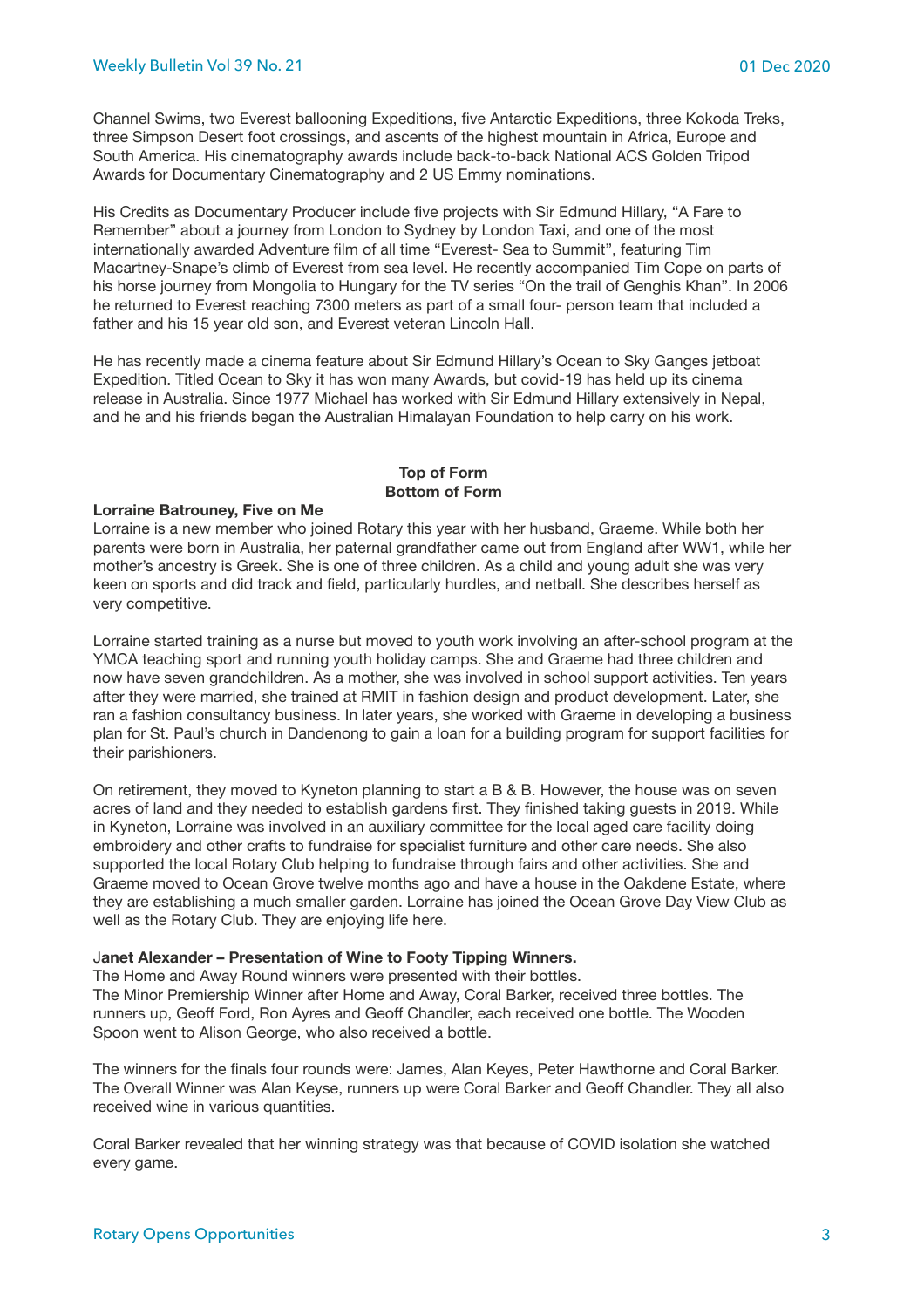Channel Swims, two Everest ballooning Expeditions, five Antarctic Expeditions, three Kokoda Treks, three Simpson Desert foot crossings, and ascents of the highest mountain in Africa, Europe and South America. His cinematography awards include back-to-back National ACS Golden Tripod Awards for Documentary Cinematography and 2 US Emmy nominations.

His Credits as Documentary Producer include five projects with Sir Edmund Hillary, "A Fare to Remember" about a journey from London to Sydney by London Taxi, and one of the most internationally awarded Adventure film of all time "Everest- Sea to Summit", featuring Tim Macartney-Snape's climb of Everest from sea level. He recently accompanied Tim Cope on parts of his horse journey from Mongolia to Hungary for the TV series "On the trail of Genghis Khan". In 2006 he returned to Everest reaching 7300 meters as part of a small four- person team that included a father and his 15 year old son, and Everest veteran Lincoln Hall.

He has recently made a cinema feature about Sir Edmund Hillary's Ocean to Sky Ganges jetboat Expedition. Titled Ocean to Sky it has won many Awards, but covid-19 has held up its cinema release in Australia. Since 1977 Michael has worked with Sir Edmund Hillary extensively in Nepal, and he and his friends began the Australian Himalayan Foundation to help carry on his work.

**Top of Form**
**Bottom of Form**

**Lorraine Batrouney, Five on Me**

Lorraine is a new member who joined Rotary this year with her husband, Graeme. While both her parents were born in Australia, her paternal grandfather came out from England after WW1, while her mother's ancestry is Greek. She is one of three children. As a child and young adult she was very keen on sports and did track and field, particularly hurdles, and netball. She describes herself as very competitive.

Lorraine started training as a nurse but moved to youth work involving an after-school program at the YMCA teaching sport and running youth holiday camps. She and Graeme had three children and now have seven grandchildren. As a mother, she was involved in school support activities. Ten years after they were married, she trained at RMIT in fashion design and product development. Later, she ran a fashion consultancy business. In later years, she worked with Graeme in developing a business plan for St. Paul's church in Dandenong to gain a loan for a building program for support facilities for their parishioners.

On retirement, they moved to Kyneton planning to start a B & B. However, the house was on seven acres of land and they needed to establish gardens first. They finished taking guests in 2019. While in Kyneton, Lorraine was involved in an auxiliary committee for the local aged care facility doing embroidery and other crafts to fundraise for specialist furniture and other care needs. She also supported the local Rotary Club helping to fundraise through fairs and other activities. She and Graeme moved to Ocean Grove twelve months ago and have a house in the Oakdene Estate, where they are establishing a much smaller garden. Lorraine has joined the Ocean Grove Day View Club as well as the Rotary Club. They are enjoying life here.

J**anet Alexander – Presentation of Wine to Footy Tipping Winners.**

The Home and Away Round winners were presented with their bottles.
The Minor Premiership Winner after Home and Away, Coral Barker, received three bottles. The runners up, Geoff Ford, Ron Ayres and Geoff Chandler, each received one bottle. The Wooden Spoon went to Alison George, who also received a bottle.

The winners for the finals four rounds were: James, Alan Keyes, Peter Hawthorne and Coral Barker. The Overall Winner was Alan Keyse, runners up were Coral Barker and Geoff Chandler. They all also received wine in various quantities.

Coral Barker revealed that her winning strategy was that because of COVID isolation she watched every game.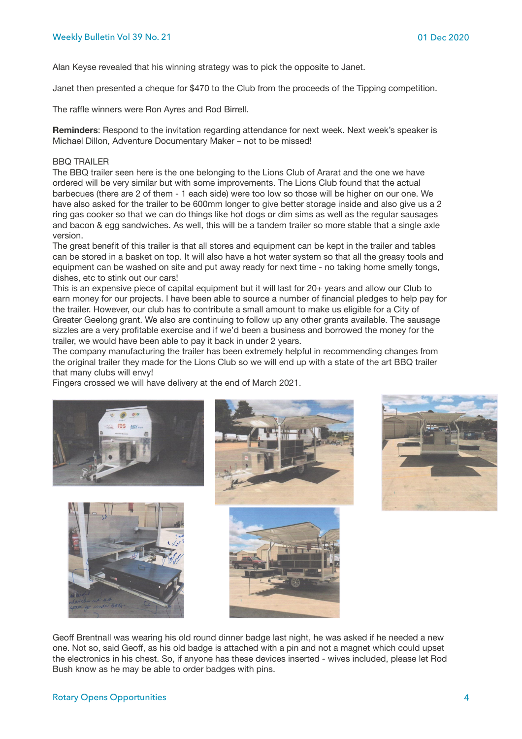Alan Keyse revealed that his winning strategy was to pick the opposite to Janet.

Janet then presented a cheque for $470 to the Club from the proceeds of the Tipping competition.

The raffle winners were Ron Ayres and Rod Birrell.

**Reminders**: Respond to the invitation regarding attendance for next week. Next week's speaker is Michael Dillon, Adventure Documentary Maker – not to be missed!

BBQ TRAILER

The BBQ trailer seen here is the one belonging to the Lions Club of Ararat and the one we have ordered will be very similar but with some improvements. The Lions Club found that the actual barbecues (there are 2 of them - 1 each side) were too low so those will be higher on our one. We have also asked for the trailer to be 600mm longer to give better storage inside and also give us a 2 ring gas cooker so that we can do things like hot dogs or dim sims as well as the regular sausages and bacon & egg sandwiches. As well, this will be a tandem trailer so more stable that a single axle version.

The great benefit of this trailer is that all stores and equipment can be kept in the trailer and tables can be stored in a basket on top. It will also have a hot water system so that all the greasy tools and equipment can be washed on site and put away ready for next time - no taking home smelly tongs, dishes, etc to stink out our cars!

This is an expensive piece of capital equipment but it will last for 20+ years and allow our Club to earn money for our projects. I have been able to source a number of financial pledges to help pay for the trailer. However, our club has to contribute a small amount to make us eligible for a City of Greater Geelong grant. We also are continuing to follow up any other grants available. The sausage sizzles are a very profitable exercise and if we'd been a business and borrowed the money for the trailer, we would have been able to pay it back in under 2 years.

The company manufacturing the trailer has been extremely helpful in recommending changes from the original trailer they made for the Lions Club so we will end up with a state of the art BBQ trailer that many clubs will envy!

Fingers crossed we will have delivery at the end of March 2021.

Geoff Brentnall was wearing his old round dinner badge last night, he was asked if he needed a new one. Not so, said Geoff, as his old badge is attached with a pin and not a magnet which could upset the electronics in his chest. So, if anyone has these devices inserted - wives included, please let Rod Bush know as he may be able to order badges with pins.